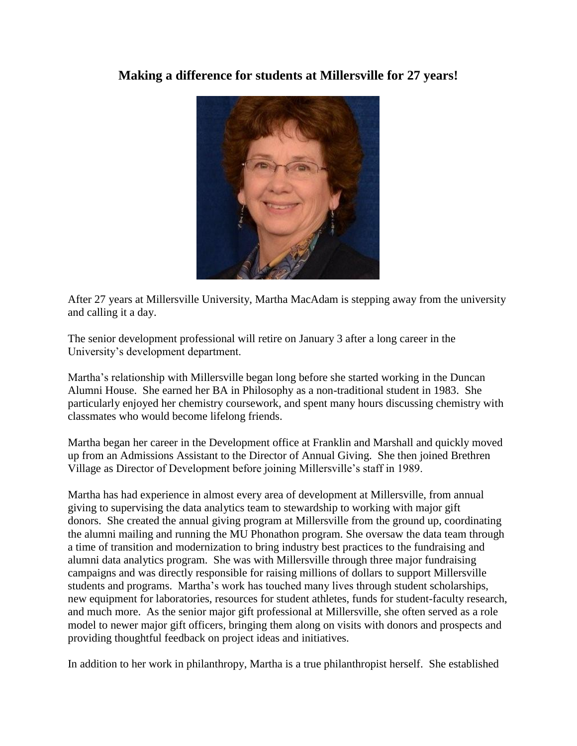# Making a difference for students at Millersville for 27 years!

After 27 years at Millersville University, Martha MacAdam is stepping away from the university and calling it a day.

The senior development professional will retire on January 3 after a long career in the University's development department.

Martha's relationship with Millersville began long before she started working in the Duncan Alumni House. She earned her BA in Philosophy as a non-traditional student in 1983. She particularly enjoyed her chemistry coursework, and spent many hours discussing chemistry with classmates who would become lifelong friends.

Martha began her career in the Development office at Franklin and Marshall and quickly moved up from an Admissions Assistant to the Director of Annual Giving. She then joined Brethren Village as Director of Development before joining Millersville's staff in 1989.

Martha has had experience in almost every area of development at Millersville, from annual giving to supervising the data analytics team to stewardship to working with major gift donors. She created the annual giving program at Millersville from the ground up, coordinating the alumni mailing and running the MU Phonathon program. She oversaw the data team through a time of transition and modernization to bring industry best practices to the fundraising and alumni data analytics program. She was with Millersville through three major fundraising campaigns and was directly responsible for raising millions of dollars to support Millersville students and programs. Martha's work has touched many lives through student scholarships, new equipment for laboratories, resources for student athletes, funds for student-faculty research, and much more. As the senior major gift professional at Millersville, she often served as a role model to newer major gift officers, bringing them along on visits with donors and prospects and providing thoughtful feedback on project ideas and initiatives.

In addition to her work in philanthropy, Martha is a true philanthropist herself. She established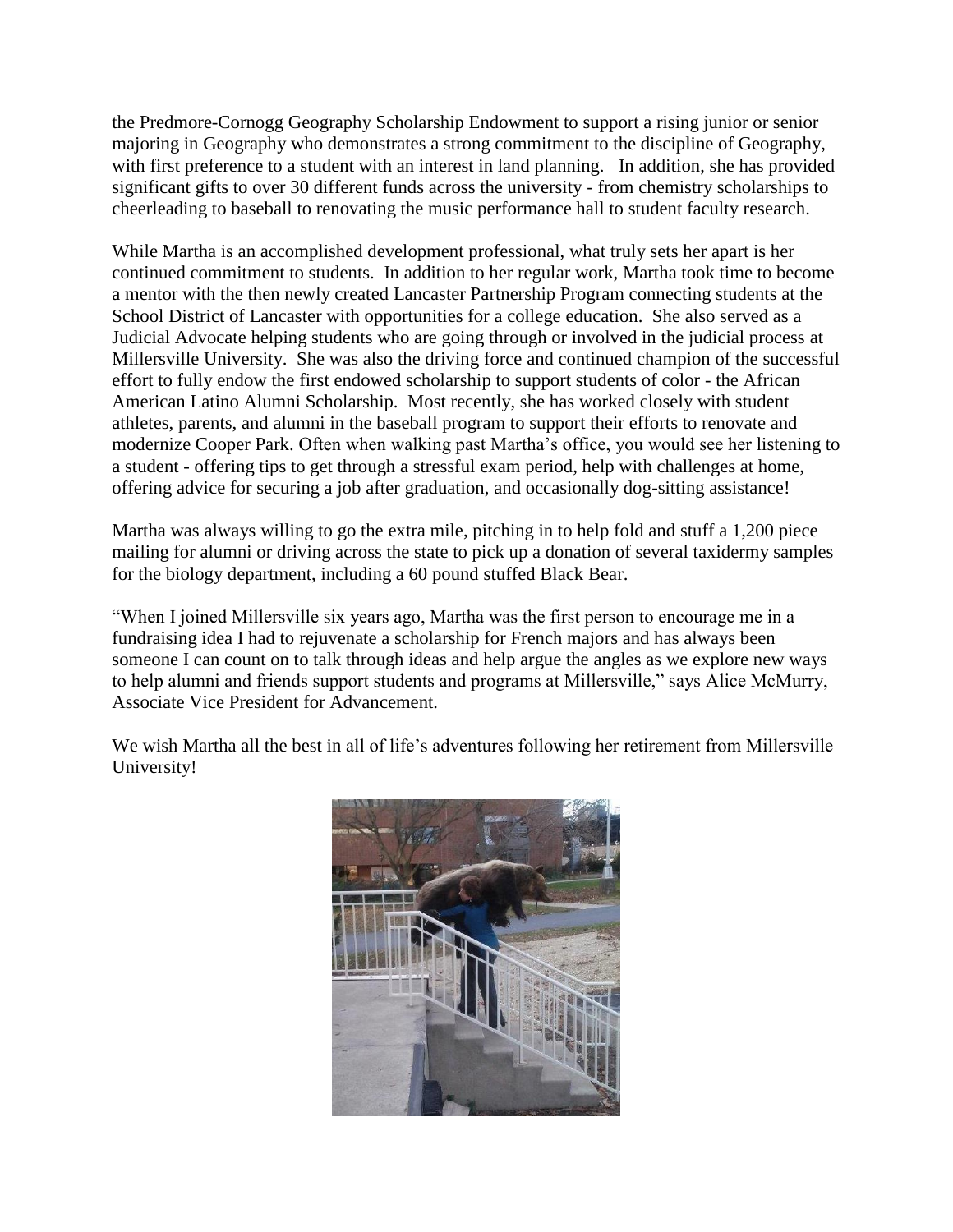the Predmore-Cornogg Geography Scholarship Endowment to support a rising junior or senior majoring in Geography who demonstrates a strong commitment to the discipline of Geography, with first preference to a student with an interest in land planning. In addition, she has provided significant gifts to over 30 different funds across the university - from chemistry scholarships to cheerleading to baseball to renovating the music performance hall to student faculty research.

While Martha is an accomplished development professional, what truly sets her apart is her continued commitment to students. In addition to her regular work, Martha took time to become a mentor with the then newly created Lancaster Partnership Program connecting students at the School District of Lancaster with opportunities for a college education. She also served as a Judicial Advocate helping students who are going through or involved in the judicial process at Millersville University. She was also the driving force and continued champion of the successful effort to fully endow the first endowed scholarship to support students of color - the African American Latino Alumni Scholarship. Most recently, she has worked closely with student athletes, parents, and alumni in the baseball program to support their efforts to renovate and modernize Cooper Park. Often when walking past Martha's office, you would see her listening to a student - offering tips to get through a stressful exam period, help with challenges at home, offering advice for securing a job after graduation, and occasionally dog-sitting assistance!

Martha was always willing to go the extra mile, pitching in to help fold and stuff a 1,200 piece mailing for alumni or driving across the state to pick up a donation of several taxidermy samples for the biology department, including a 60 pound stuffed Black Bear.

"When I joined Millersville six years ago, Martha was the first person to encourage me in a fundraising idea I had to rejuvenate a scholarship for French majors and has always been someone I can count on to talk through ideas and help argue the angles as we explore new ways to help alumni and friends support students and programs at Millersville," says Alice McMurry, Associate Vice President for Advancement.

We wish Martha all the best in all of life's adventures following her retirement from Millersville University!